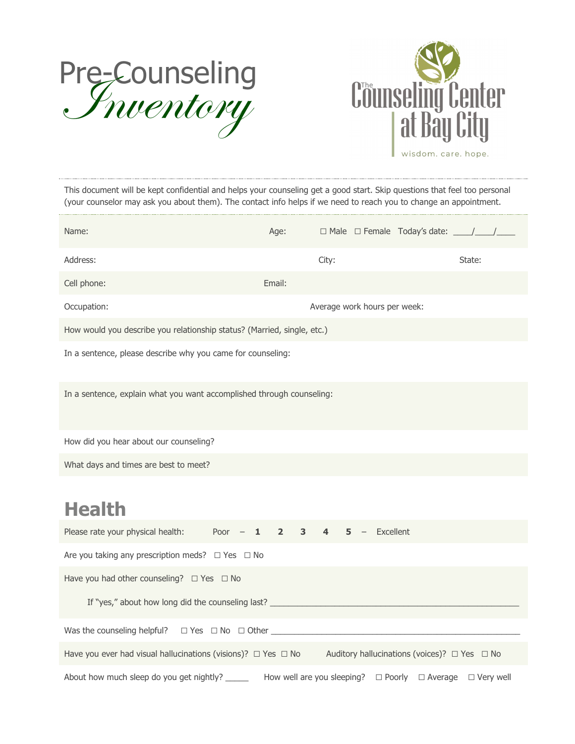# Pre-Counseling *Inventory*

The Counseling Center at Bay City

wisdom. care. hope.

This document will be kept confidential and helps your counseling get a good start. Skip questions that feel too personal (your counselor may ask you about them). The contact info helps if we need to reach you to change an appointment.

Name: Age: ☐ Male ☐ Female Today's date: \_\_\_\_/\_\_\_\_/\_\_\_\_

Address: City: State:

Cell phone: Email:

Occupation: Average work hours per week:

How would you describe you relationship status? (Married, single, etc.)

In a sentence, please describe why you came for counseling:

In a sentence, explain what you want accomplished through counseling:

How did you hear about our counseling?

What days and times are best to meet?

## Health

Please rate your physical health: Poor – **1 2 3 4 5** – Excellent

Are you taking any prescription meds? ☐ Yes ☐ No

Have you had other counseling? ☐ Yes ☐ No

If "yes," about how long did the counseling last? \_\_\_\_\_\_\_\_\_\_\_\_\_\_\_\_\_\_\_\_\_\_\_\_\_\_\_\_\_\_\_\_\_\_\_\_\_\_\_\_\_\_\_\_\_\_\_\_\_\_

Was the counseling helpful? ☐ Yes ☐ No ☐ Other \_\_\_\_\_\_\_\_\_\_\_\_\_\_\_\_\_\_\_\_\_\_\_\_\_\_\_\_\_\_\_\_\_\_\_\_\_\_\_\_\_\_\_\_\_\_\_\_\_\_

Have you ever had visual hallucinations (visions)? ☐ Yes ☐ No Auditory hallucinations (voices)? ☐ Yes ☐ No

About how much sleep do you get nightly? \_\_\_\_\_ How well are you sleeping? ☐ Poorly ☐ Average ☐ Very well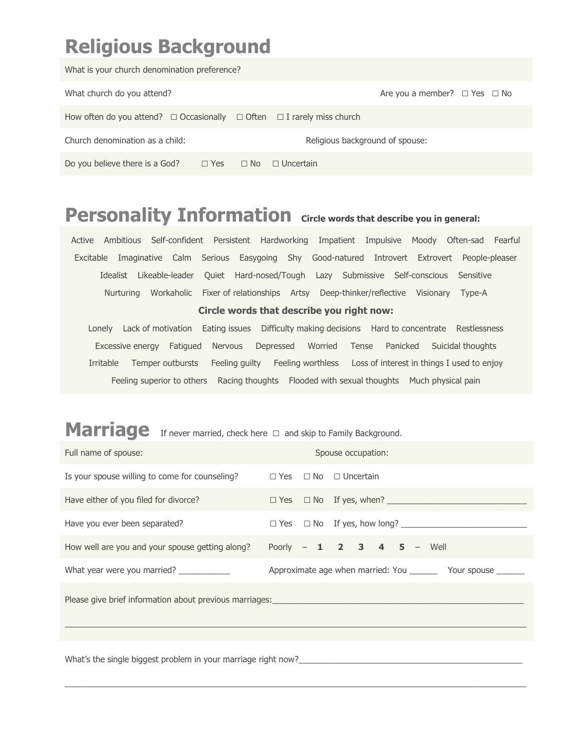# Religious Background

What is your church denomination preference?

What church do you attend? Are you a member? ☐ Yes ☐ No

How often do you attend? ☐ Occasionally ☐ Often ☐ I rarely miss church

Church denomination as a child: Religious background of spouse:

Do you believe there is a God? ☐ Yes ☐ No ☐ Uncertain

# Personality Information

**Circle words that describe you in general:**

Active Ambitious Self-confident Persistent Hardworking Impatient Impulsive Moody Often-sad Fearful Excitable Imaginative Calm Serious Easygoing Shy Good-natured Introvert Extrovert People-pleaser Idealist Likeable-leader Quiet Hard-nosed/Tough Lazy Submissive Self-conscious Sensitive Nurturing Workaholic Fixer of relationships Artsy Deep-thinker/reflective Visionary Type-A

**Circle words that describe you right now:**

Lonely Lack of motivation Eating issues Difficulty making decisions Hard to concentrate Restlessness Excessive energy Fatigued Nervous Depressed Worried Tense Panicked Suicidal thoughts Irritable Temper outbursts Feeling guilty Feeling worthless Loss of interest in things I used to enjoy Feeling superior to others Racing thoughts Flooded with sexual thoughts Much physical pain

# Marriage

If never married, check here ☐ and skip to Family Background.

Full name of spouse: Spouse occupation:

Is your spouse willing to come for counseling? ☐ Yes ☐ No ☐ Uncertain

Have either of you filed for divorce? ☐ Yes ☐ No If yes, when? ______________________________

Have you ever been separated? ☐ Yes ☐ No If yes, how long? ___________________________

How well are you and your spouse getting along? Poorly – **1 2 3 4 5** – Well

What year were you married? ___________ Approximate age when married: You ______ Your spouse ______

Please give brief information about previous marriages:_________________________________________________________

_______________________________________________________________________________________________

What's the single biggest problem in your marriage right now?_________________________________________________

_______________________________________________________________________________________________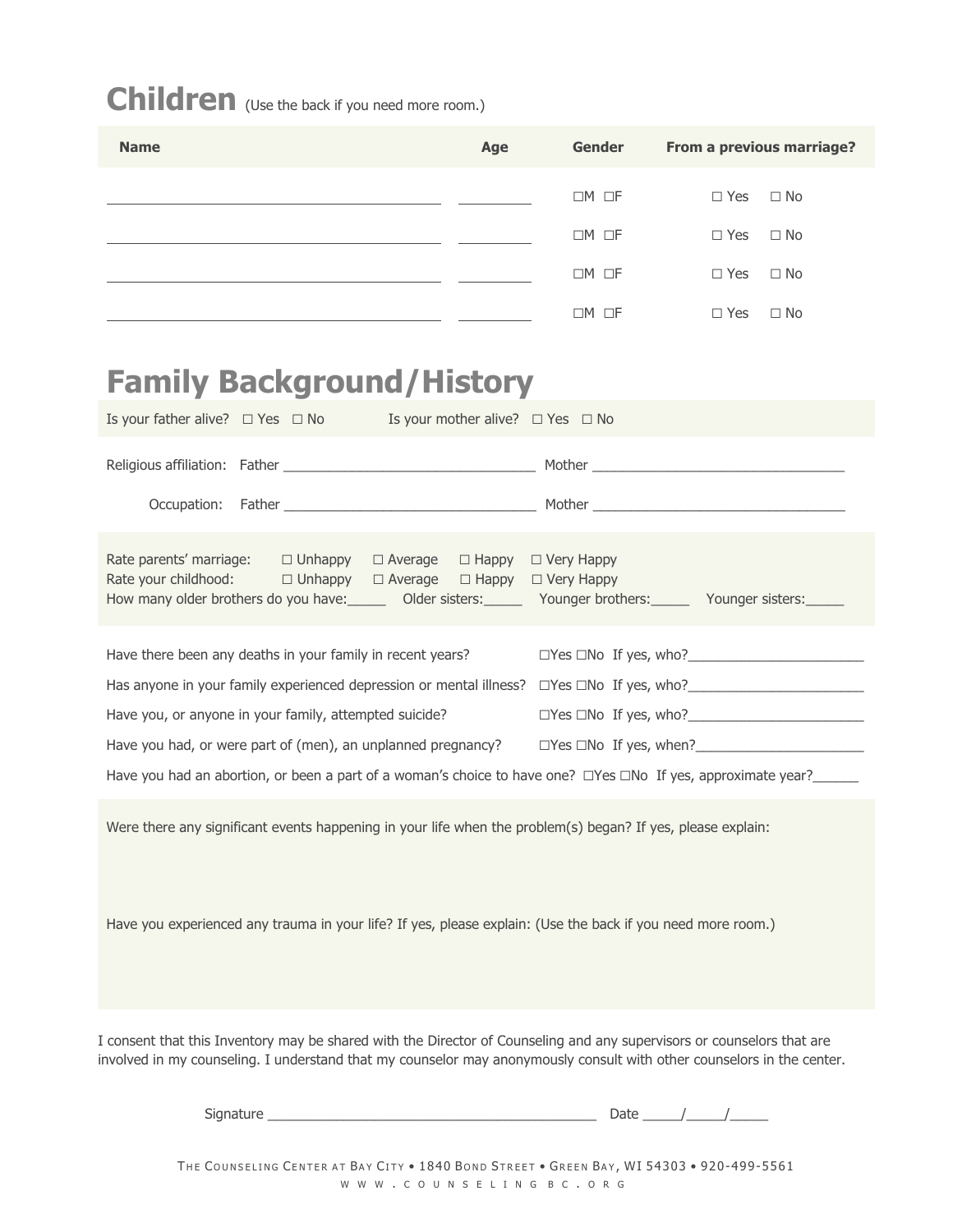## Children (Use the back if you need more room.)

| Name | Age | Gender | From a previous marriage? |
|---|---|---|---|
| ______________________ | ______ | ☐M ☐F | ☐ Yes ☐ No |
| ______________________ | ______ | ☐M ☐F | ☐ Yes ☐ No |
| ______________________ | ______ | ☐M ☐F | ☐ Yes ☐ No |
| ______________________ | ______ | ☐M ☐F | ☐ Yes ☐ No |

## Family Background/History

Is your father alive? ☐ Yes ☐ No     Is your mother alive? ☐ Yes ☐ No

Religious affiliation: Father ______________________ Mother ______________________

Occupation: Father ______________________ Mother ______________________

Rate parents' marriage: ☐ Unhappy ☐ Average ☐ Happy ☐ Very Happy

Rate your childhood: ☐ Unhappy ☐ Average ☐ Happy ☐ Very Happy

How many older brothers do you have:_____ Older sisters:_____ Younger brothers:_____ Younger sisters:_____

Have there been any deaths in your family in recent years? ☐Yes ☐No If yes, who?______________________

Has anyone in your family experienced depression or mental illness? ☐Yes ☐No If yes, who?______________________

Have you, or anyone in your family, attempted suicide? ☐Yes ☐No If yes, who?______________________

Have you had, or were part of (men), an unplanned pregnancy? ☐Yes ☐No If yes, when?______________________

Have you had an abortion, or been a part of a woman's choice to have one? ☐Yes ☐No If yes, approximate year?______

Were there any significant events happening in your life when the problem(s) began? If yes, please explain:

Have you experienced any trauma in your life? If yes, please explain: (Use the back if you need more room.)

I consent that this Inventory may be shared with the Director of Counseling and any supervisors or counselors that are involved in my counseling. I understand that my counselor may anonymously consult with other counselors in the center.

Signature ______________________________ Date _____/_____/_____

The Counseling Center at Bay City • 1840 Bond Street • Green Bay, WI 54303 • 920-499-5561
www.counselingbc.org